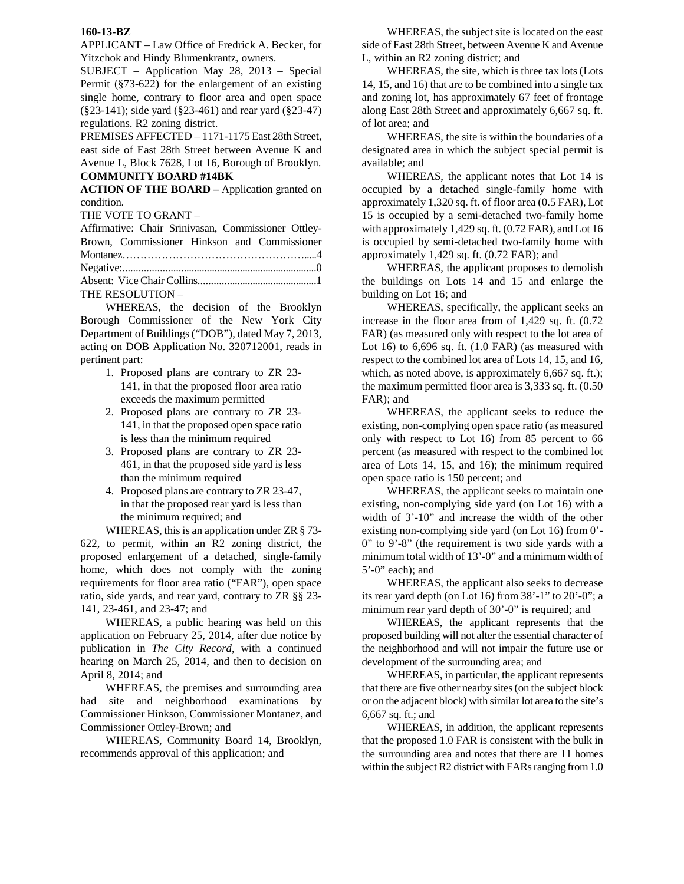**160-13-BZ**

APPLICANT – Law Office of Fredrick A. Becker, for Yitzchok and Hindy Blumenkrantz, owners.

SUBJECT – Application May 28, 2013 – Special Permit (§73-622) for the enlargement of an existing single home, contrary to floor area and open space (§23-141); side yard (§23-461) and rear yard (§23-47) regulations. R2 zoning district.

PREMISES AFFECTED – 1171-1175 East 28th Street, east side of East 28th Street between Avenue K and Avenue L, Block 7628, Lot 16, Borough of Brooklyn.

**COMMUNITY BOARD #14BK**

**ACTION OF THE BOARD –** Application granted on condition.

THE VOTE TO GRANT –

Affirmative: Chair Srinivasan, Commissioner Ottley-Brown, Commissioner Hinkson and Commissioner Montanez……………………………………………......4

Negative:...........................................................................0

Absent: Vice Chair Collins.............................................1

THE RESOLUTION –

WHEREAS, the decision of the Brooklyn Borough Commissioner of the New York City Department of Buildings ("DOB"), dated May 7, 2013, acting on DOB Application No. 320712001, reads in pertinent part:

1. Proposed plans are contrary to ZR 23-141, in that the proposed floor area ratio exceeds the maximum permitted
2. Proposed plans are contrary to ZR 23-141, in that the proposed open space ratio is less than the minimum required
3. Proposed plans are contrary to ZR 23-461, in that the proposed side yard is less than the minimum required
4. Proposed plans are contrary to ZR 23-47, in that the proposed rear yard is less than the minimum required; and

WHEREAS, this is an application under ZR § 73-622, to permit, within an R2 zoning district, the proposed enlargement of a detached, single-family home, which does not comply with the zoning requirements for floor area ratio ("FAR"), open space ratio, side yards, and rear yard, contrary to ZR §§ 23-141, 23-461, and 23-47; and

WHEREAS, a public hearing was held on this application on February 25, 2014, after due notice by publication in *The City Record*, with a continued hearing on March 25, 2014, and then to decision on April 8, 2014; and

WHEREAS, the premises and surrounding area had site and neighborhood examinations by Commissioner Hinkson, Commissioner Montanez, and Commissioner Ottley-Brown; and

WHEREAS, Community Board 14, Brooklyn, recommends approval of this application; and

WHEREAS, the subject site is located on the east side of East 28th Street, between Avenue K and Avenue L, within an R2 zoning district; and

WHEREAS, the site, which is three tax lots (Lots 14, 15, and 16) that are to be combined into a single tax and zoning lot, has approximately 67 feet of frontage along East 28th Street and approximately 6,667 sq. ft. of lot area; and

WHEREAS, the site is within the boundaries of a designated area in which the subject special permit is available; and

WHEREAS, the applicant notes that Lot 14 is occupied by a detached single-family home with approximately 1,320 sq. ft. of floor area (0.5 FAR), Lot 15 is occupied by a semi-detached two-family home with approximately 1,429 sq. ft. (0.72 FAR), and Lot 16 is occupied by semi-detached two-family home with approximately 1,429 sq. ft. (0.72 FAR); and

WHEREAS, the applicant proposes to demolish the buildings on Lots 14 and 15 and enlarge the building on Lot 16; and

WHEREAS, specifically, the applicant seeks an increase in the floor area from of 1,429 sq. ft. (0.72 FAR) (as measured only with respect to the lot area of Lot 16) to 6,696 sq. ft. (1.0 FAR) (as measured with respect to the combined lot area of Lots 14, 15, and 16, which, as noted above, is approximately 6,667 sq. ft.); the maximum permitted floor area is 3,333 sq. ft. (0.50 FAR); and

WHEREAS, the applicant seeks to reduce the existing, non-complying open space ratio (as measured only with respect to Lot 16) from 85 percent to 66 percent (as measured with respect to the combined lot area of Lots 14, 15, and 16); the minimum required open space ratio is 150 percent; and

WHEREAS, the applicant seeks to maintain one existing, non-complying side yard (on Lot 16) with a width of 3'-10" and increase the width of the other existing non-complying side yard (on Lot 16) from 0'-0" to 9'-8" (the requirement is two side yards with a minimum total width of 13'-0" and a minimum width of 5'-0" each); and

WHEREAS, the applicant also seeks to decrease its rear yard depth (on Lot 16) from 38'-1" to 20'-0"; a minimum rear yard depth of 30'-0" is required; and

WHEREAS, the applicant represents that the proposed building will not alter the essential character of the neighborhood and will not impair the future use or development of the surrounding area; and

WHEREAS, in particular, the applicant represents that there are five other nearby sites (on the subject block or on the adjacent block) with similar lot area to the site's 6,667 sq. ft.; and

WHEREAS, in addition, the applicant represents that the proposed 1.0 FAR is consistent with the bulk in the surrounding area and notes that there are 11 homes within the subject R2 district with FARs ranging from 1.0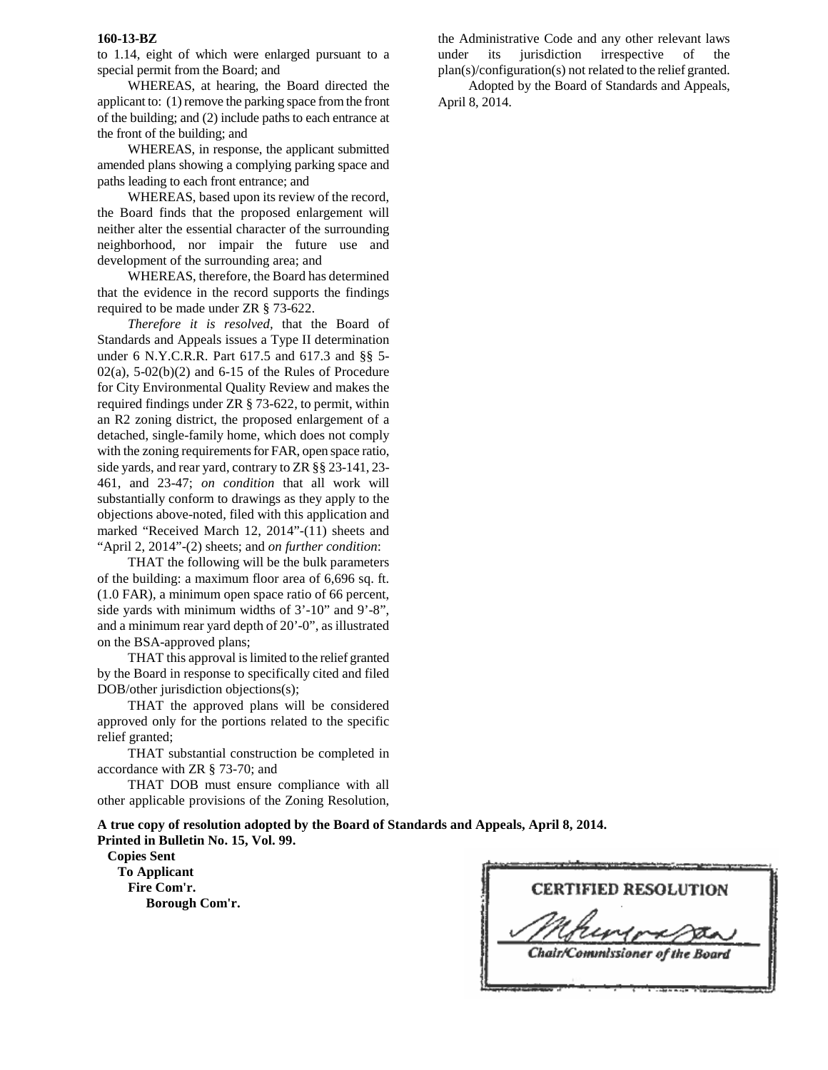160-13-BZ

to 1.14, eight of which were enlarged pursuant to a special permit from the Board; and

WHEREAS, at hearing, the Board directed the applicant to: (1) remove the parking space from the front of the building; and (2) include paths to each entrance at the front of the building; and

WHEREAS, in response, the applicant submitted amended plans showing a complying parking space and paths leading to each front entrance; and

WHEREAS, based upon its review of the record, the Board finds that the proposed enlargement will neither alter the essential character of the surrounding neighborhood, nor impair the future use and development of the surrounding area; and

WHEREAS, therefore, the Board has determined that the evidence in the record supports the findings required to be made under ZR § 73-622.

*Therefore it is resolved,* that the Board of Standards and Appeals issues a Type II determination under 6 N.Y.C.R.R. Part 617.5 and 617.3 and §§ 5-02(a), 5-02(b)(2) and 6-15 of the Rules of Procedure for City Environmental Quality Review and makes the required findings under ZR § 73-622, to permit, within an R2 zoning district, the proposed enlargement of a detached, single-family home, which does not comply with the zoning requirements for FAR, open space ratio, side yards, and rear yard, contrary to ZR §§ 23-141, 23-461, and 23-47; *on condition* that all work will substantially conform to drawings as they apply to the objections above-noted, filed with this application and marked "Received March 12, 2014"-(11) sheets and "April 2, 2014"-(2) sheets; and *on further condition*:

THAT the following will be the bulk parameters of the building: a maximum floor area of 6,696 sq. ft. (1.0 FAR), a minimum open space ratio of 66 percent, side yards with minimum widths of 3'-10" and 9'-8", and a minimum rear yard depth of 20'-0", as illustrated on the BSA-approved plans;

THAT this approval is limited to the relief granted by the Board in response to specifically cited and filed DOB/other jurisdiction objections(s);

THAT the approved plans will be considered approved only for the portions related to the specific relief granted;

THAT substantial construction be completed in accordance with ZR § 73-70; and

THAT DOB must ensure compliance with all other applicable provisions of the Zoning Resolution, the Administrative Code and any other relevant laws under its jurisdiction irrespective of the plan(s)/configuration(s) not related to the relief granted.

Adopted by the Board of Standards and Appeals, April 8, 2014.

**A true copy of resolution adopted by the Board of Standards and Appeals, April 8, 2014.**
**Printed in Bulletin No. 15, Vol. 99.**

**Copies Sent**
**To Applicant**
**Fire Com'r.**
**Borough Com'r.**

CERTIFIED RESOLUTION

Chair/Commissioner of the Board